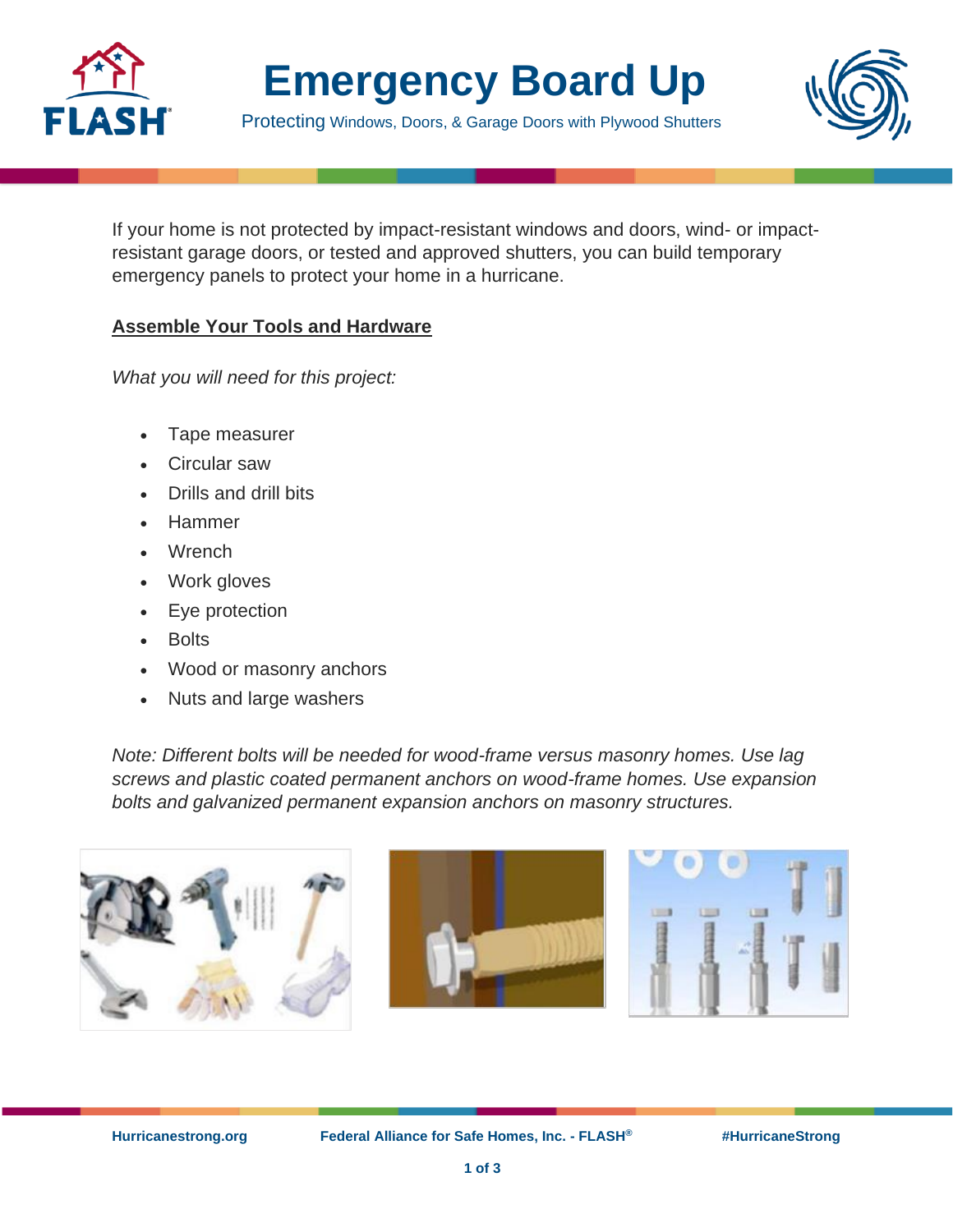# Emergency Board Up

Protecting Windows, Doors, & Garage Doors with Plywood Shutters

If your home is not protected by impact-resistant windows and doors, wind- or impact-resistant garage doors, or tested and approved shutters, you can build temporary emergency panels to protect your home in a hurricane.

## Assemble Your Tools and Hardware

*What you will need for this project:*

- Tape measurer
- Circular saw
- Drills and drill bits
- Hammer
- Wrench
- Work gloves
- Eye protection
- Bolts
- Wood or masonry anchors
- Nuts and large washers

*Note: Different bolts will be needed for wood-frame versus masonry homes. Use lag screws and plastic coated permanent anchors on wood-frame homes. Use expansion bolts and galvanized permanent expansion anchors on masonry structures.*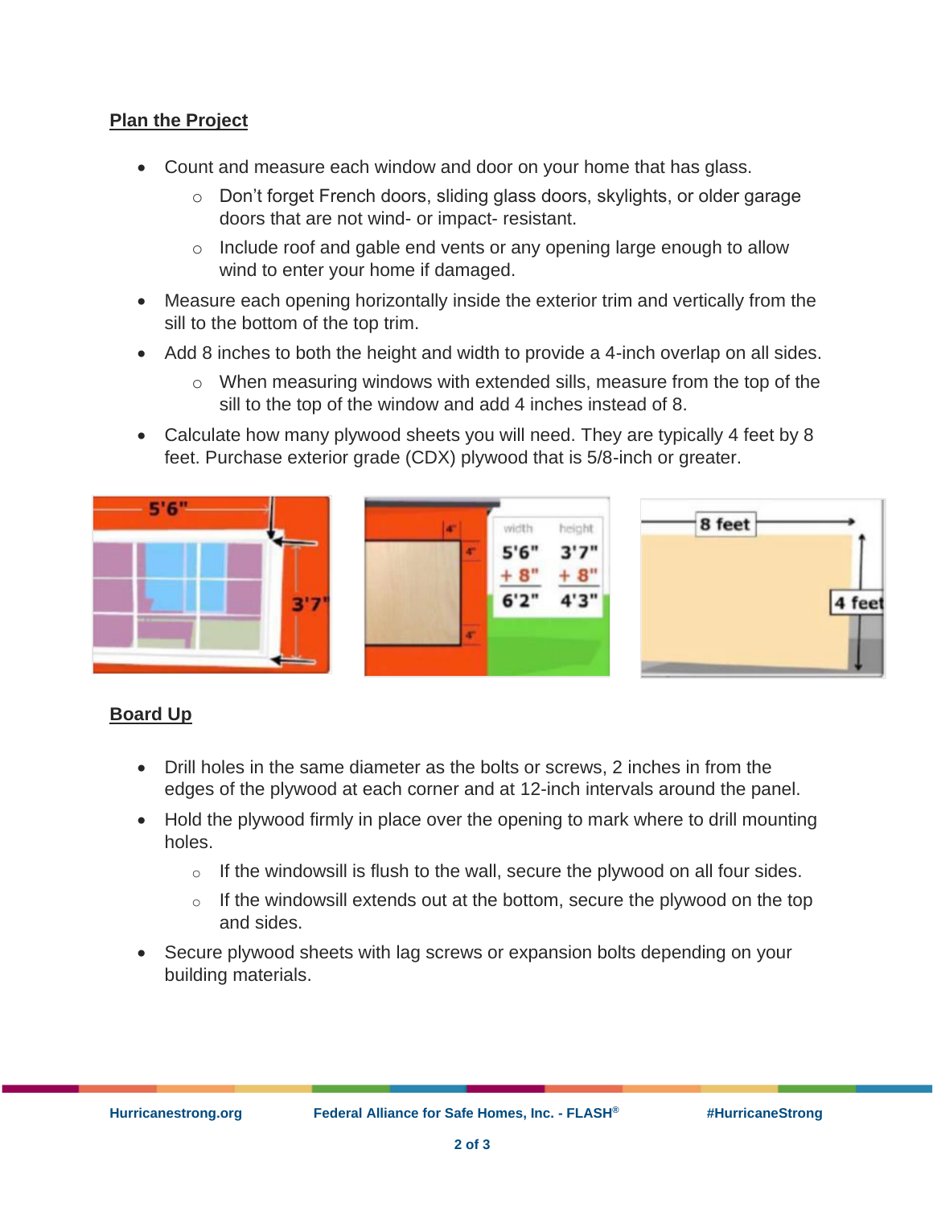## Plan the Project

- Count and measure each window and door on your home that has glass.
  - Don't forget French doors, sliding glass doors, skylights, or older garage doors that are not wind- or impact- resistant.
  - Include roof and gable end vents or any opening large enough to allow wind to enter your home if damaged.
- Measure each opening horizontally inside the exterior trim and vertically from the sill to the bottom of the top trim.
- Add 8 inches to both the height and width to provide a 4-inch overlap on all sides.
  - When measuring windows with extended sills, measure from the top of the sill to the top of the window and add 4 inches instead of 8.
- Calculate how many plywood sheets you will need. They are typically 4 feet by 8 feet. Purchase exterior grade (CDX) plywood that is 5/8-inch or greater.

5'6"
3'7"

4"
4"
4"

width
5'6"
+ 8"
6'2"

height
3'7"
+ 8"
4'3"

8 feet
4 feet

## Board Up

- Drill holes in the same diameter as the bolts or screws, 2 inches in from the edges of the plywood at each corner and at 12-inch intervals around the panel.
- Hold the plywood firmly in place over the opening to mark where to drill mounting holes.
  - If the windowsill is flush to the wall, secure the plywood on all four sides.
  - If the windowsill extends out at the bottom, secure the plywood on the top and sides.
- Secure plywood sheets with lag screws or expansion bolts depending on your building materials.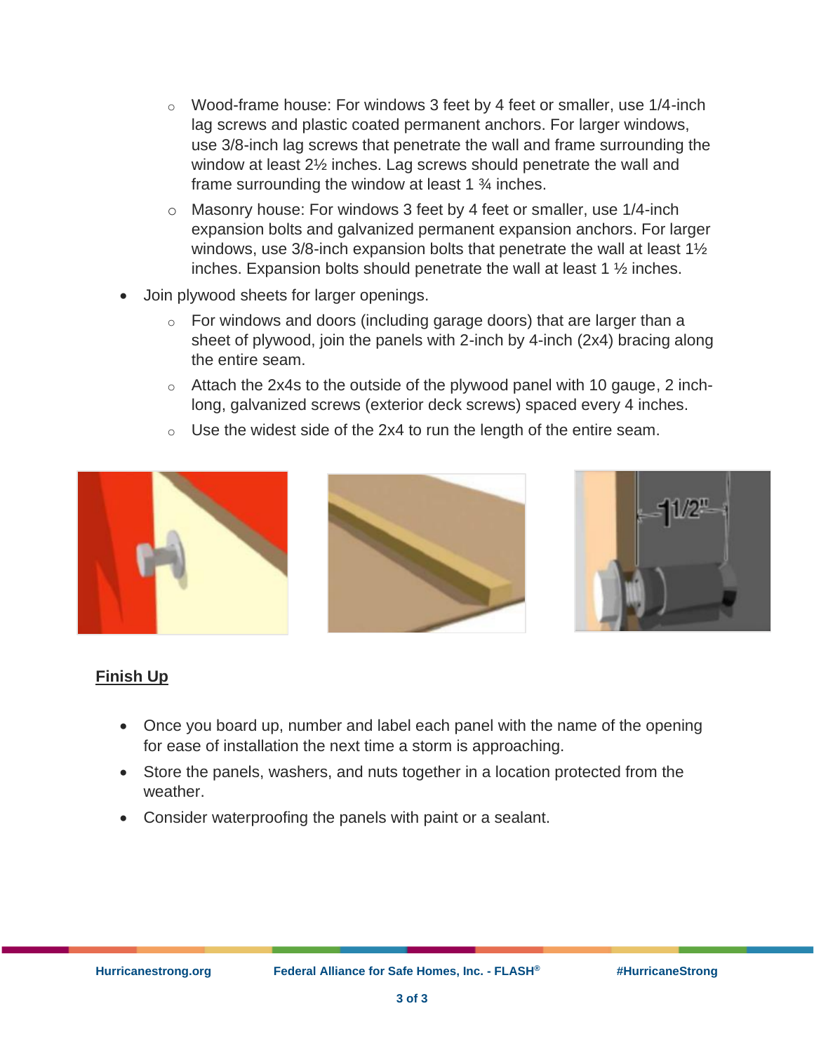- Wood-frame house: For windows 3 feet by 4 feet or smaller, use 1/4-inch lag screws and plastic coated permanent anchors. For larger windows, use 3/8-inch lag screws that penetrate the wall and frame surrounding the window at least 2½ inches. Lag screws should penetrate the wall and frame surrounding the window at least 1 ¾ inches.
  - Masonry house: For windows 3 feet by 4 feet or smaller, use 1/4-inch expansion bolts and galvanized permanent expansion anchors. For larger windows, use 3/8-inch expansion bolts that penetrate the wall at least 1½ inches. Expansion bolts should penetrate the wall at least 1 ½ inches.
- Join plywood sheets for larger openings.
  - For windows and doors (including garage doors) that are larger than a sheet of plywood, join the panels with 2-inch by 4-inch (2x4) bracing along the entire seam.
  - Attach the 2x4s to the outside of the plywood panel with 10 gauge, 2 inch-long, galvanized screws (exterior deck screws) spaced every 4 inches.
  - Use the widest side of the 2x4 to run the length of the entire seam.

## Finish Up

- Once you board up, number and label each panel with the name of the opening for ease of installation the next time a storm is approaching.
- Store the panels, washers, and nuts together in a location protected from the weather.
- Consider waterproofing the panels with paint or a sealant.